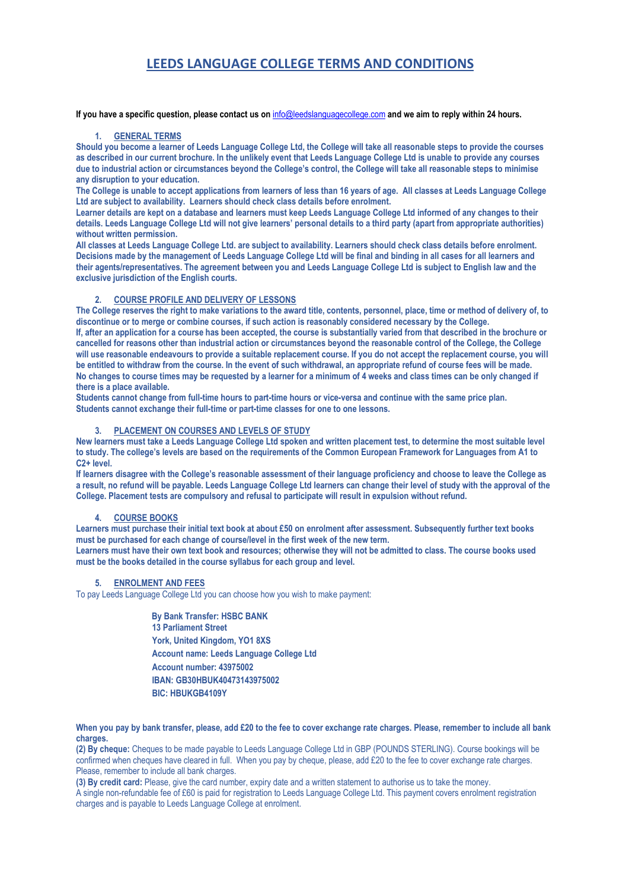# LEEDS LANGUAGE COLLEGE TERMS AND CONDITIONS

**If you have a specific question, please contact us on info@leedslanguagecollege.com and we aim to reply within 24 hours.**

## 1. GENERAL TERMS

**Should you become a learner of Leeds Language College Ltd, the College will take all reasonable steps to provide the courses as described in our current brochure. In the unlikely event that Leeds Language College Ltd is unable to provide any courses due to industrial action or circumstances beyond the College's control, the College will take all reasonable steps to minimise any disruption to your education.**

**The College is unable to accept applications from learners of less than 16 years of age. All classes at Leeds Language College Ltd are subject to availability. Learners should check class details before enrolment.**

**Learner details are kept on a database and learners must keep Leeds Language College Ltd informed of any changes to their details. Leeds Language College Ltd will not give learners' personal details to a third party (apart from appropriate authorities) without written permission.**

**All classes at Leeds Language College Ltd. are subject to availability. Learners should check class details before enrolment. Decisions made by the management of Leeds Language College Ltd will be final and binding in all cases for all learners and their agents/representatives. The agreement between you and Leeds Language College Ltd is subject to English law and the exclusive jurisdiction of the English courts.**

## 2. COURSE PROFILE AND DELIVERY OF LESSONS

**The College reserves the right to make variations to the award title, contents, personnel, place, time or method of delivery of, to discontinue or to merge or combine courses, if such action is reasonably considered necessary by the College.**

**If, after an application for a course has been accepted, the course is substantially varied from that described in the brochure or cancelled for reasons other than industrial action or circumstances beyond the reasonable control of the College, the College will use reasonable endeavours to provide a suitable replacement course. If you do not accept the replacement course, you will be entitled to withdraw from the course. In the event of such withdrawal, an appropriate refund of course fees will be made.**

**No changes to course times may be requested by a learner for a minimum of 4 weeks and class times can be only changed if there is a place available.**

**Students cannot change from full-time hours to part-time hours or vice-versa and continue with the same price plan.**

**Students cannot exchange their full-time or part-time classes for one to one lessons.**

## 3. PLACEMENT ON COURSES AND LEVELS OF STUDY

**New learners must take a Leeds Language College Ltd spoken and written placement test, to determine the most suitable level to study. The college's levels are based on the requirements of the Common European Framework for Languages from A1 to C2+ level.**

**If learners disagree with the College's reasonable assessment of their language proficiency and choose to leave the College as a result, no refund will be payable. Leeds Language College Ltd learners can change their level of study with the approval of the College. Placement tests are compulsory and refusal to participate will result in expulsion without refund.**

## 4. COURSE BOOKS

**Learners must purchase their initial text book at about £50 on enrolment after assessment. Subsequently further text books must be purchased for each change of course/level in the first week of the new term.**

**Learners must have their own text book and resources; otherwise they will not be admitted to class. The course books used must be the books detailed in the course syllabus for each group and level.**

## 5. ENROLMENT AND FEES

To pay Leeds Language College Ltd you can choose how you wish to make payment:

**By Bank Transfer: HSBC BANK**
**13 Parliament Street**
**York, United Kingdom, YO1 8XS**
**Account name: Leeds Language College Ltd**
**Account number: 43975002**
**IBAN: GB30HBUK40473143975002**
**BIC: HBUKGB4109Y**

**When you pay by bank transfer, please, add £20 to the fee to cover exchange rate charges. Please, remember to include all bank charges.**

**(2) By cheque:** Cheques to be made payable to Leeds Language College Ltd in GBP (POUNDS STERLING). Course bookings will be confirmed when cheques have cleared in full. When you pay by cheque, please, add £20 to the fee to cover exchange rate charges. Please, remember to include all bank charges.

**(3) By credit card:** Please, give the card number, expiry date and a written statement to authorise us to take the money.

A single non-refundable fee of £60 is paid for registration to Leeds Language College Ltd. This payment covers enrolment registration charges and is payable to Leeds Language College at enrolment.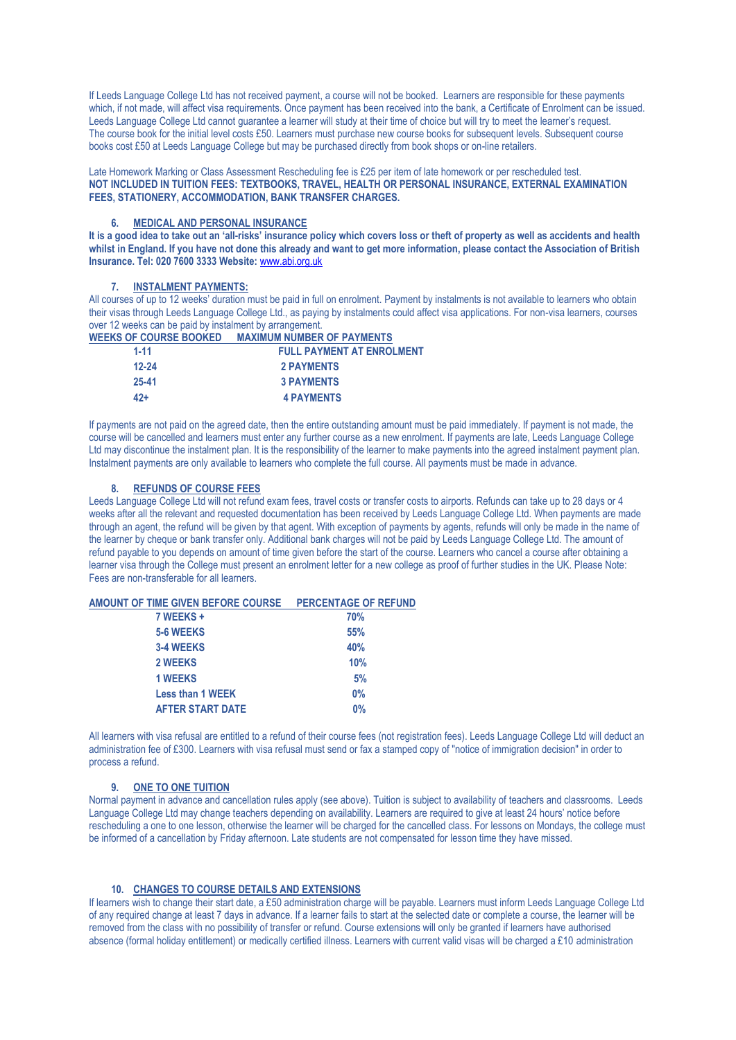If Leeds Language College Ltd has not received payment, a course will not be booked. Learners are responsible for these payments which, if not made, will affect visa requirements. Once payment has been received into the bank, a Certificate of Enrolment can be issued. Leeds Language College Ltd cannot guarantee a learner will study at their time of choice but will try to meet the learner's request. The course book for the initial level costs £50. Learners must purchase new course books for subsequent levels. Subsequent course books cost £50 at Leeds Language College but may be purchased directly from book shops or on-line retailers.

Late Homework Marking or Class Assessment Rescheduling fee is £25 per item of late homework or per rescheduled test.
**NOT INCLUDED IN TUITION FEES: TEXTBOOKS, TRAVEL, HEALTH OR PERSONAL INSURANCE, EXTERNAL EXAMINATION FEES, STATIONERY, ACCOMMODATION, BANK TRANSFER CHARGES.**

## 6. MEDICAL AND PERSONAL INSURANCE

**It is a good idea to take out an 'all-risks' insurance policy which covers loss or theft of property as well as accidents and health whilst in England. If you have not done this already and want to get more information, please contact the Association of British Insurance. Tel: 020 7600 3333 Website: www.abi.org.uk**

## 7. INSTALMENT PAYMENTS:

All courses of up to 12 weeks' duration must be paid in full on enrolment. Payment by instalments is not available to learners who obtain their visas through Leeds Language College Ltd., as paying by instalments could affect visa applications. For non-visa learners, courses over 12 weeks can be paid by instalment by arrangement.

| WEEKS OF COURSE BOOKED | MAXIMUM NUMBER OF PAYMENTS |
|---|---|
| 1-11 | FULL PAYMENT AT ENROLMENT |
| 12-24 | 2 PAYMENTS |
| 25-41 | 3 PAYMENTS |
| 42+ | 4 PAYMENTS |

If payments are not paid on the agreed date, then the entire outstanding amount must be paid immediately. If payment is not made, the course will be cancelled and learners must enter any further course as a new enrolment. If payments are late, Leeds Language College Ltd may discontinue the instalment plan. It is the responsibility of the learner to make payments into the agreed instalment payment plan. Instalment payments are only available to learners who complete the full course. All payments must be made in advance.

## 8. REFUNDS OF COURSE FEES

Leeds Language College Ltd will not refund exam fees, travel costs or transfer costs to airports. Refunds can take up to 28 days or 4 weeks after all the relevant and requested documentation has been received by Leeds Language College Ltd. When payments are made through an agent, the refund will be given by that agent. With exception of payments by agents, refunds will only be made in the name of the learner by cheque or bank transfer only. Additional bank charges will not be paid by Leeds Language College Ltd. The amount of refund payable to you depends on amount of time given before the start of the course. Learners who cancel a course after obtaining a learner visa through the College must present an enrolment letter for a new college as proof of further studies in the UK. Please Note: Fees are non-transferable for all learners.

| AMOUNT OF TIME GIVEN BEFORE COURSE | PERCENTAGE OF REFUND |
|---|---|
| 7 WEEKS + | 70% |
| 5-6 WEEKS | 55% |
| 3-4 WEEKS | 40% |
| 2 WEEKS | 10% |
| 1 WEEKS | 5% |
| Less than 1 WEEK | 0% |
| AFTER START DATE | 0% |

All learners with visa refusal are entitled to a refund of their course fees (not registration fees). Leeds Language College Ltd will deduct an administration fee of £300. Learners with visa refusal must send or fax a stamped copy of "notice of immigration decision" in order to process a refund.

## 9. ONE TO ONE TUITION

Normal payment in advance and cancellation rules apply (see above). Tuition is subject to availability of teachers and classrooms. Leeds Language College Ltd may change teachers depending on availability. Learners are required to give at least 24 hours' notice before rescheduling a one to one lesson, otherwise the learner will be charged for the cancelled class. For lessons on Mondays, the college must be informed of a cancellation by Friday afternoon. Late students are not compensated for lesson time they have missed.

## 10. CHANGES TO COURSE DETAILS AND EXTENSIONS

If learners wish to change their start date, a £50 administration charge will be payable. Learners must inform Leeds Language College Ltd of any required change at least 7 days in advance. If a learner fails to start at the selected date or complete a course, the learner will be removed from the class with no possibility of transfer or refund. Course extensions will only be granted if learners have authorised absence (formal holiday entitlement) or medically certified illness. Learners with current valid visas will be charged a £10 administration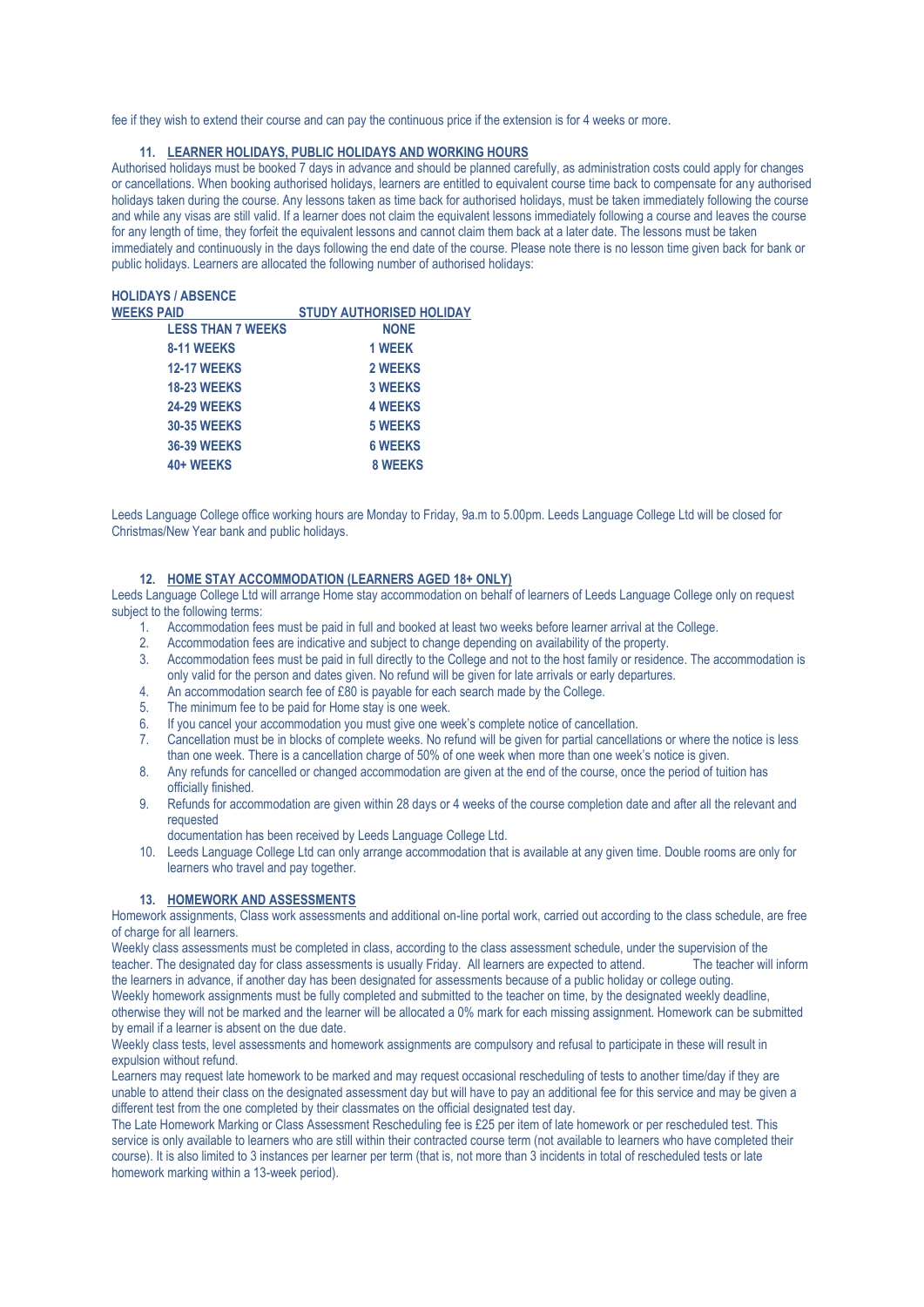fee if they wish to extend their course and can pay the continuous price if the extension is for 4 weeks or more.

## 11. LEARNER HOLIDAYS, PUBLIC HOLIDAYS AND WORKING HOURS

Authorised holidays must be booked 7 days in advance and should be planned carefully, as administration costs could apply for changes or cancellations. When booking authorised holidays, learners are entitled to equivalent course time back to compensate for any authorised holidays taken during the course. Any lessons taken as time back for authorised holidays, must be taken immediately following the course and while any visas are still valid. If a learner does not claim the equivalent lessons immediately following a course and leaves the course for any length of time, they forfeit the equivalent lessons and cannot claim them back at a later date. The lessons must be taken immediately and continuously in the days following the end date of the course. Please note there is no lesson time given back for bank or public holidays. Learners are allocated the following number of authorised holidays:

**HOLIDAYS / ABSENCE**

| WEEKS PAID | STUDY AUTHORISED HOLIDAY |
|---|---|
| LESS THAN 7 WEEKS | NONE |
| 8-11 WEEKS | 1 WEEK |
| 12-17 WEEKS | 2 WEEKS |
| 18-23 WEEKS | 3 WEEKS |
| 24-29 WEEKS | 4 WEEKS |
| 30-35 WEEKS | 5 WEEKS |
| 36-39 WEEKS | 6 WEEKS |
| 40+ WEEKS | 8 WEEKS |

Leeds Language College office working hours are Monday to Friday, 9a.m to 5.00pm. Leeds Language College Ltd will be closed for Christmas/New Year bank and public holidays.

## 12. HOME STAY ACCOMMODATION (LEARNERS AGED 18+ ONLY)

Leeds Language College Ltd will arrange Home stay accommodation on behalf of learners of Leeds Language College only on request subject to the following terms:

1. Accommodation fees must be paid in full and booked at least two weeks before learner arrival at the College.
2. Accommodation fees are indicative and subject to change depending on availability of the property.
3. Accommodation fees must be paid in full directly to the College and not to the host family or residence. The accommodation is only valid for the person and dates given. No refund will be given for late arrivals or early departures.
4. An accommodation search fee of £80 is payable for each search made by the College.
5. The minimum fee to be paid for Home stay is one week.
6. If you cancel your accommodation you must give one week's complete notice of cancellation.
7. Cancellation must be in blocks of complete weeks. No refund will be given for partial cancellations or where the notice is less than one week. There is a cancellation charge of 50% of one week when more than one week's notice is given.
8. Any refunds for cancelled or changed accommodation are given at the end of the course, once the period of tuition has officially finished.
9. Refunds for accommodation are given within 28 days or 4 weeks of the course completion date and after all the relevant and requested

   documentation has been received by Leeds Language College Ltd.
10. Leeds Language College Ltd can only arrange accommodation that is available at any given time. Double rooms are only for learners who travel and pay together.

## 13. HOMEWORK AND ASSESSMENTS

Homework assignments, Class work assessments and additional on-line portal work, carried out according to the class schedule, are free of charge for all learners.

Weekly class assessments must be completed in class, according to the class assessment schedule, under the supervision of the teacher. The designated day for class assessments is usually Friday. All learners are expected to attend. The teacher will inform the learners in advance, if another day has been designated for assessments because of a public holiday or college outing.

Weekly homework assignments must be fully completed and submitted to the teacher on time, by the designated weekly deadline, otherwise they will not be marked and the learner will be allocated a 0% mark for each missing assignment. Homework can be submitted by email if a learner is absent on the due date.

Weekly class tests, level assessments and homework assignments are compulsory and refusal to participate in these will result in expulsion without refund.

Learners may request late homework to be marked and may request occasional rescheduling of tests to another time/day if they are unable to attend their class on the designated assessment day but will have to pay an additional fee for this service and may be given a different test from the one completed by their classmates on the official designated test day.

The Late Homework Marking or Class Assessment Rescheduling fee is £25 per item of late homework or per rescheduled test. This service is only available to learners who are still within their contracted course term (not available to learners who have completed their course). It is also limited to 3 instances per learner per term (that is, not more than 3 incidents in total of rescheduled tests or late homework marking within a 13-week period).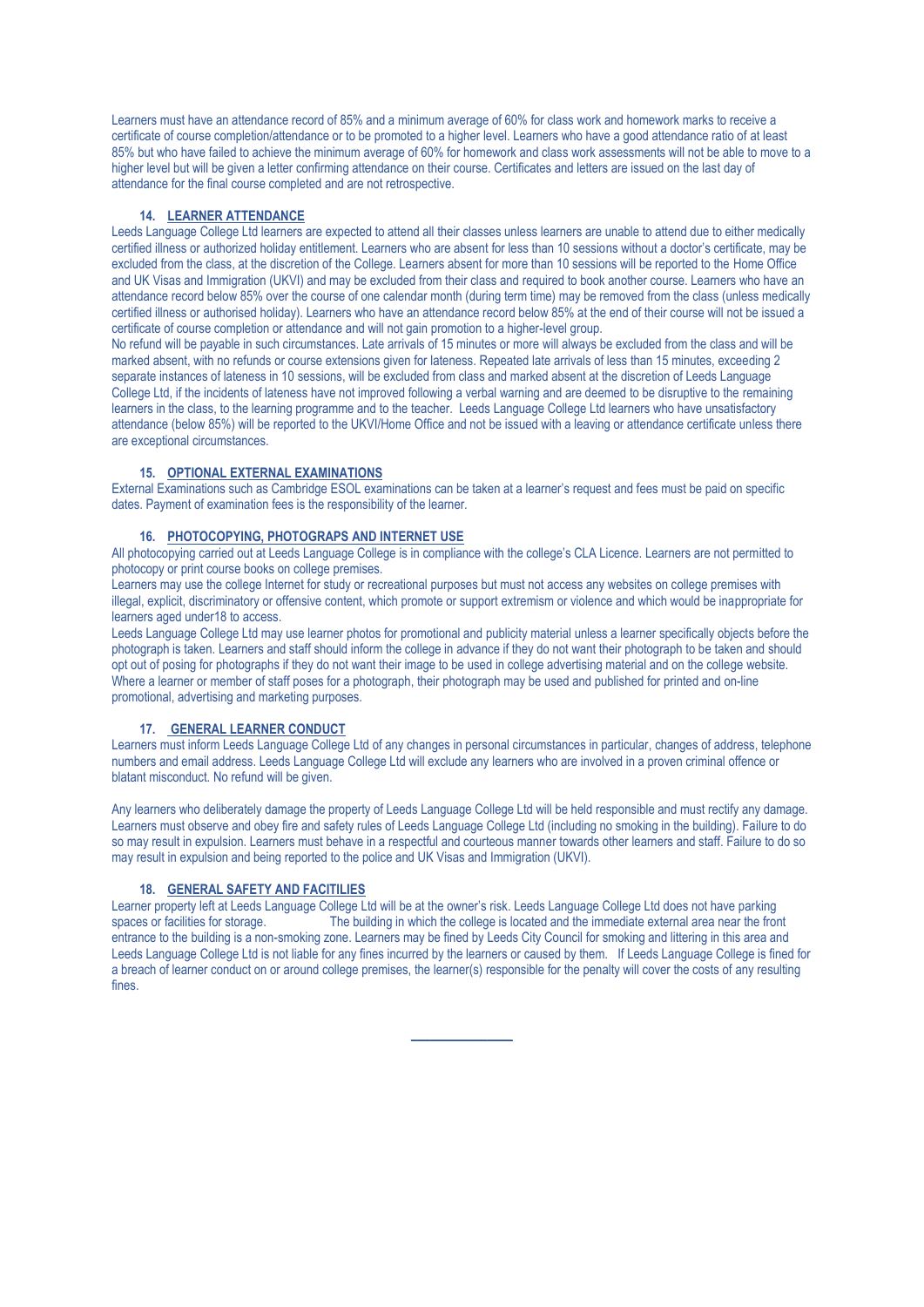Learners must have an attendance record of 85% and a minimum average of 60% for class work and homework marks to receive a certificate of course completion/attendance or to be promoted to a higher level. Learners who have a good attendance ratio of at least 85% but who have failed to achieve the minimum average of 60% for homework and class work assessments will not be able to move to a higher level but will be given a letter confirming attendance on their course. Certificates and letters are issued on the last day of attendance for the final course completed and are not retrospective.

## 14. LEARNER ATTENDANCE

Leeds Language College Ltd learners are expected to attend all their classes unless learners are unable to attend due to either medically certified illness or authorized holiday entitlement. Learners who are absent for less than 10 sessions without a doctor's certificate, may be excluded from the class, at the discretion of the College. Learners absent for more than 10 sessions will be reported to the Home Office and UK Visas and Immigration (UKVI) and may be excluded from their class and required to book another course. Learners who have an attendance record below 85% over the course of one calendar month (during term time) may be removed from the class (unless medically certified illness or authorised holiday). Learners who have an attendance record below 85% at the end of their course will not be issued a certificate of course completion or attendance and will not gain promotion to a higher-level group.

No refund will be payable in such circumstances. Late arrivals of 15 minutes or more will always be excluded from the class and will be marked absent, with no refunds or course extensions given for lateness. Repeated late arrivals of less than 15 minutes, exceeding 2 separate instances of lateness in 10 sessions, will be excluded from class and marked absent at the discretion of Leeds Language College Ltd, if the incidents of lateness have not improved following a verbal warning and are deemed to be disruptive to the remaining learners in the class, to the learning programme and to the teacher. Leeds Language College Ltd learners who have unsatisfactory attendance (below 85%) will be reported to the UKVI/Home Office and not be issued with a leaving or attendance certificate unless there are exceptional circumstances.

## 15. OPTIONAL EXTERNAL EXAMINATIONS

External Examinations such as Cambridge ESOL examinations can be taken at a learner's request and fees must be paid on specific dates. Payment of examination fees is the responsibility of the learner.

## 16. PHOTOCOPYING, PHOTOGRAPS AND INTERNET USE

All photocopying carried out at Leeds Language College is in compliance with the college's CLA Licence. Learners are not permitted to photocopy or print course books on college premises.

Learners may use the college Internet for study or recreational purposes but must not access any websites on college premises with illegal, explicit, discriminatory or offensive content, which promote or support extremism or violence and which would be inappropriate for learners aged under18 to access.

Leeds Language College Ltd may use learner photos for promotional and publicity material unless a learner specifically objects before the photograph is taken. Learners and staff should inform the college in advance if they do not want their photograph to be taken and should opt out of posing for photographs if they do not want their image to be used in college advertising material and on the college website. Where a learner or member of staff poses for a photograph, their photograph may be used and published for printed and on-line promotional, advertising and marketing purposes.

## 17. GENERAL LEARNER CONDUCT

Learners must inform Leeds Language College of any changes in personal circumstances in particular, changes of address, telephone numbers and email address. Leeds Language College Ltd will exclude any learners who are involved in a proven criminal offence or blatant misconduct. No refund will be given.

Any learners who deliberately damage the property of Leeds Language College Ltd will be held responsible and must rectify any damage. Learners must observe and obey fire and safety rules of Leeds Language College Ltd (including no smoking in the building). Failure to do so may result in expulsion. Learners must behave in a respectful and courteous manner towards other learners and staff. Failure to do so may result in expulsion and being reported to the police and UK Visas and Immigration (UKVI).

## 18. GENERAL SAFETY AND FACITILIES

Learner property left at Leeds Language College Ltd will be at the owner's risk. Leeds Language College Ltd does not have parking spaces or facilities for storage. The building in which the college is located and the immediate external area near the front entrance to the building is a non-smoking zone. Learners may be fined by Leeds City Council for smoking and littering in this area and Leeds Language College Ltd is not liable for any fines incurred by the learners or caused by them. If Leeds Language College is fined for a breach of learner conduct on or around college premises, the learner(s) responsible for the penalty will cover the costs of any resulting fines.